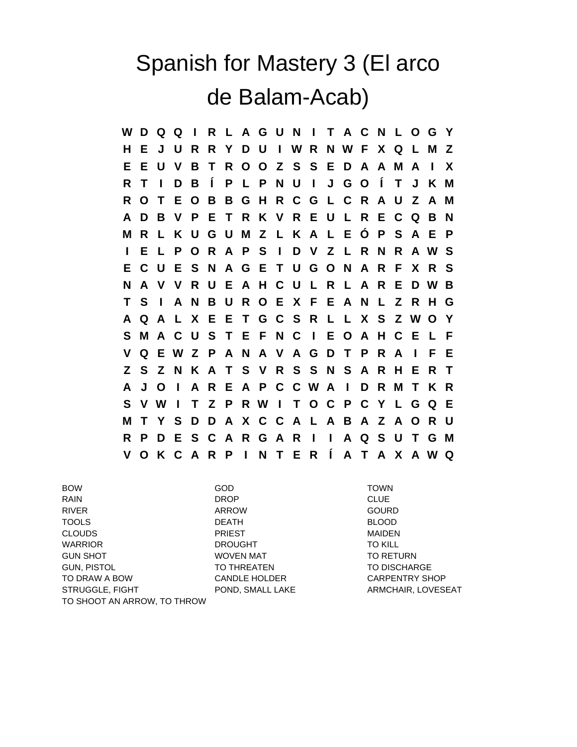# Spanish for Mastery 3 (El arco de Balam-Acab)

```
W D Q Q I R L A G U N I T A C N L O G Y
H E J U R R Y D U I W R N W F X Q L M Z
E E U V B T R O O Z S S E D A A M A I X
R T I D B Í P L P N U I J G O Í T J K M
R O T E O B B G H R C G L C R A U Z A M
A D B V P E T R K V R E U L R E C Q B N
M R L K U G U M Z L K A L E Ó P S A E P
I E L P O R A P S I D V Z L R N R A W S
E C U E S N A G E T U G O N A R F X R S
N A V V R U E A H C U L R L A R E D W B
T S I A N B U R O E X F E A N L Z R H G
A Q A L X E E T G C S R L L X S Z W O Y
S M A C U S T E F N C I E O A H C E L F
V Q E W Z P A N A V A G D T P R A I F E
Z S Z N K A T S V R S S N S A R H E R T
A J O I A R E A P C C W A I D R M T K R
S V W I T Z P R W I T O C P C Y L G Q E
M T Y S D D A X C C A L A B A Z A O R U
R P D E S C A R G A R I I A Q S U T G M
V O K C A R P I N T E R Í A T A X A W Q
```

| | | |
|---|---|---|
| BOW | GOD | TOWN |
| RAIN | DROP | CLUE |
| RIVER | ARROW | GOURD |
| TOOLS | DEATH | BLOOD |
| CLOUDS | PRIEST | MAIDEN |
| WARRIOR | DROUGHT | TO KILL |
| GUN SHOT | WOVEN MAT | TO RETURN |
| GUN, PISTOL | TO THREATEN | TO DISCHARGE |
| TO DRAW A BOW | CANDLE HOLDER | CARPENTRY SHOP |
| STRUGGLE, FIGHT | POND, SMALL LAKE | ARMCHAIR, LOVESEAT |
| TO SHOOT AN ARROW, TO THROW | | |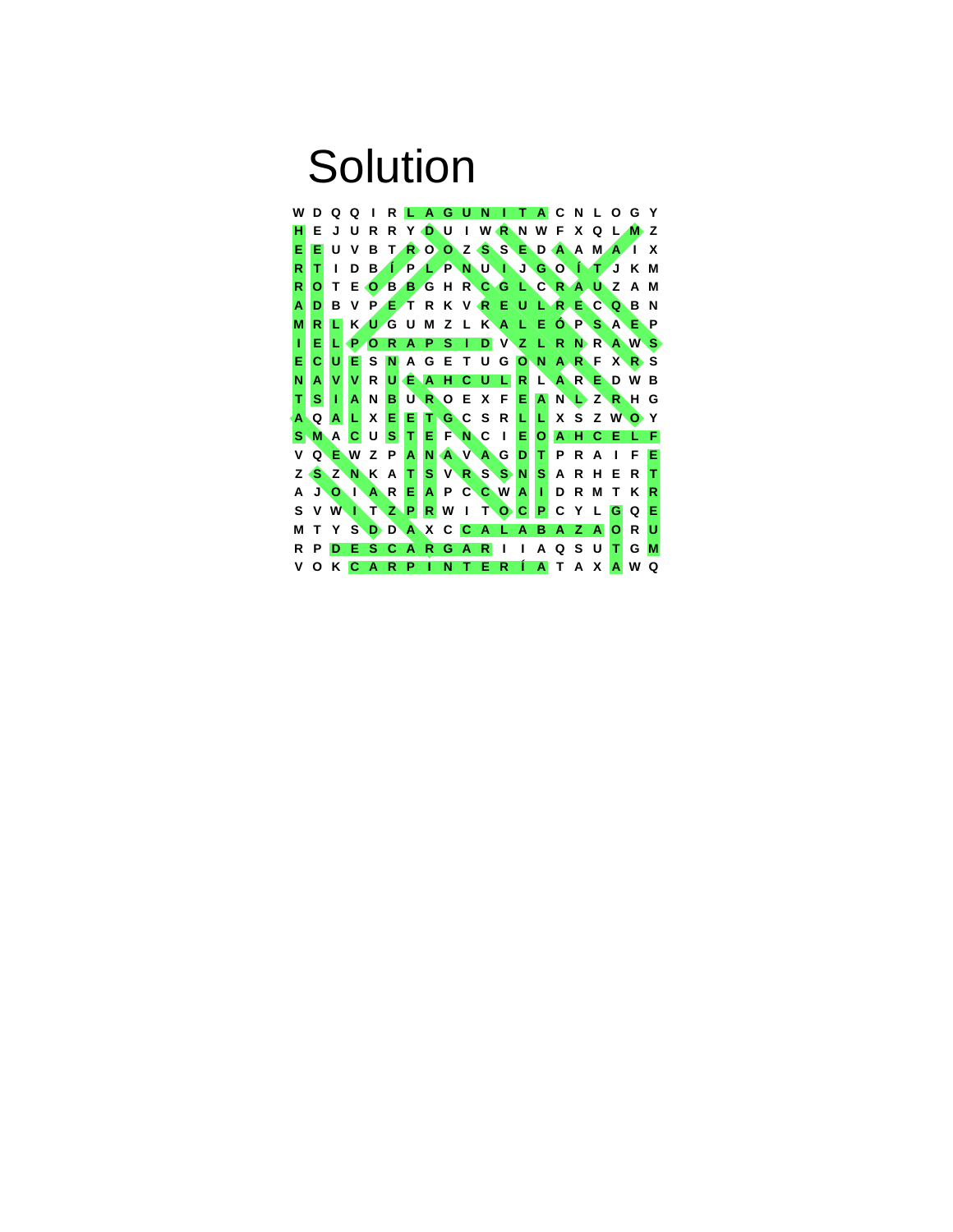# Solution

| | | | | | | | | | | | | | | | | | | | |
|---|---|---|---|---|---|---|---|---|---|---|---|---|---|---|---|---|---|---|---|
| W | D | Q | Q | I | R | L | A | G | U | N | I | T | A | C | N | L | O | G | Y |
| H | E | J | U | R | R | Y | D | U | I | W | R | N | W | F | X | Q | L | M | Z |
| E | E | U | V | B | T | R | O | O | Z | S | S | E | D | A | A | M | A | I | X |
| R | T | I | D | B | Í | P | L | P | N | U | I | J | G | O | Í | T | J | K | M |
| R | O | T | E | O | B | B | G | H | R | C | G | L | C | R | A | U | Z | A | M |
| A | D | B | V | P | E | T | R | K | V | R | E | U | L | R | E | C | Q | B | N |
| M | R | L | K | U | G | U | M | Z | L | K | A | L | E | Ó | P | S | A | E | P |
| I | E | L | P | O | R | A | P | S | I | D | V | Z | L | R | N | R | A | W | S |
| E | C | U | E | S | N | A | G | E | T | U | G | O | N | A | R | F | X | R | S |
| N | A | V | V | R | U | E | A | H | C | U | L | R | L | A | R | E | D | W | B |
| T | S | I | A | N | B | U | R | O | E | X | F | E | A | N | L | Z | R | H | G |
| A | Q | A | L | X | E | E | T | G | C | S | R | L | L | X | S | Z | W | O | Y |
| S | M | A | C | U | S | T | E | F | N | C | I | E | O | A | H | C | E | L | F |
| V | Q | E | W | Z | P | A | N | A | V | A | G | D | T | P | R | A | I | F | E |
| Z | S | Z | N | K | A | T | S | V | R | S | S | N | S | A | R | H | E | R | T |
| A | J | O | I | A | R | E | A | P | C | C | W | A | I | D | R | M | T | K | R |
| S | V | W | I | T | Z | P | R | W | I | T | O | C | P | C | Y | L | G | Q | E |
| M | T | Y | S | D | D | A | X | C | C | A | L | A | B | A | Z | A | O | R | U |
| R | P | D | E | S | C | A | R | G | A | R | I | I | A | Q | S | U | T | G | M |
| V | O | K | C | A | R | P | I | N | T | E | R | Í | A | T | A | X | A | W | Q |